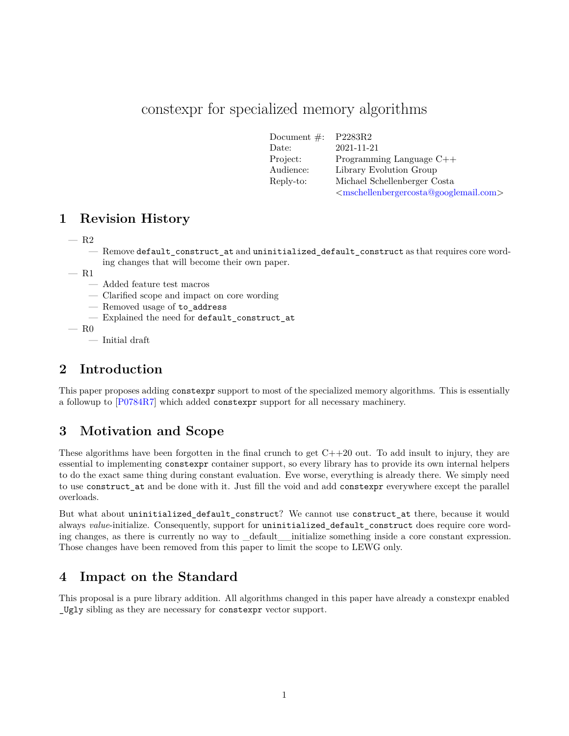# constexpr for specialized memory algorithms

| | |
|---|---|
| Document #: | P2283R2 |
| Date: | 2021-11-21 |
| Project: | Programming Language C++ |
| Audience: | Library Evolution Group |
| Reply-to: | Michael Schellenberger Costa <mschellenbergercosta@googlemail.com> |

## 1 Revision History

- R2
  - Remove `default_construct_at` and `uninitialized_default_construct` as that requires core wording changes that will become their own paper.
- R1
  - Added feature test macros
  - Clarified scope and impact on core wording
  - Removed usage of `to_address`
  - Explained the need for `default_construct_at`
- R0
  - Initial draft

## 2 Introduction

This paper proposes adding `constexpr` support to most of the specialized memory algorithms. This is essentially a followup to [P0784R7] which added `constexpr` support for all necessary machinery.

## 3 Motivation and Scope

These algorithms have been forgotten in the final crunch to get C++20 out. To add insult to injury, they are essential to implementing `constexpr` container support, so every library has to provide its own internal helpers to do the exact same thing during constant evaluation. Eve worse, everything is already there. We simply need to use `construct_at` and be done with it. Just fill the void and add `constexpr` everywhere except the parallel overloads.

But what about `uninitialized_default_construct`? We cannot use `construct_at` there, because it would always *value*-initialize. Consequently, support for `uninitialized_default_construct` does require core wording changes, as there is currently no way to _default___initialize something inside a core constant expression. Those changes have been removed from this paper to limit the scope to LEWG only.

## 4 Impact on the Standard

This proposal is a pure library addition. All algorithms changed in this paper have already a constexpr enabled `_Ugly` sibling as they are necessary for `constexpr` vector support.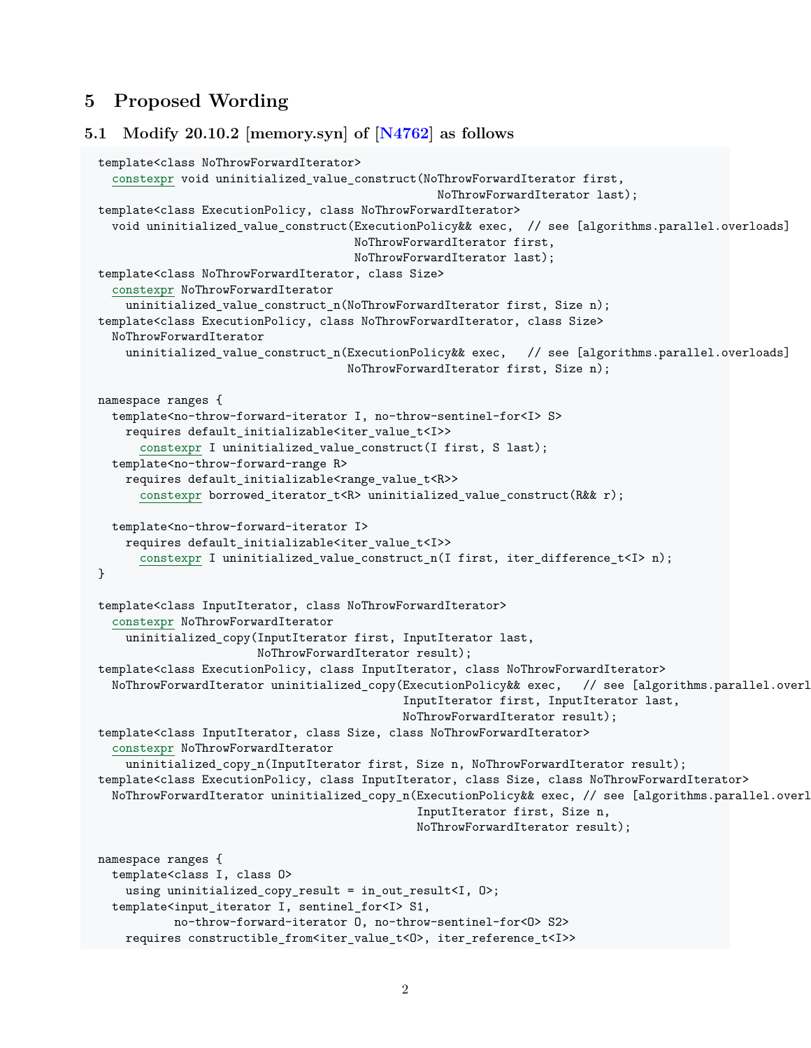## 5 Proposed Wording

### 5.1 Modify 20.10.2 [memory.syn] of [N4762] as follows

```
template<class NoThrowForwardIterator>
  constexpr void uninitialized_value_construct(NoThrowForwardIterator first,
                                                NoThrowForwardIterator last);
template<class ExecutionPolicy, class NoThrowForwardIterator>
  void uninitialized_value_construct(ExecutionPolicy&& exec,  // see [algorithms.parallel.overloads]
                                     NoThrowForwardIterator first,
                                     NoThrowForwardIterator last);
template<class NoThrowForwardIterator, class Size>
  constexpr NoThrowForwardIterator
    uninitialized_value_construct_n(NoThrowForwardIterator first, Size n);
template<class ExecutionPolicy, class NoThrowForwardIterator, class Size>
  NoThrowForwardIterator
    uninitialized_value_construct_n(ExecutionPolicy&& exec,   // see [algorithms.parallel.overloads]
                                    NoThrowForwardIterator first, Size n);

namespace ranges {
  template<no-throw-forward-iterator I, no-throw-sentinel-for<I> S>
    requires default_initializable<iter_value_t<I>>
      constexpr I uninitialized_value_construct(I first, S last);
  template<no-throw-forward-range R>
    requires default_initializable<range_value_t<R>>
      constexpr borrowed_iterator_t<R> uninitialized_value_construct(R&& r);

  template<no-throw-forward-iterator I>
    requires default_initializable<iter_value_t<I>>
      constexpr I uninitialized_value_construct_n(I first, iter_difference_t<I> n);
}

template<class InputIterator, class NoThrowForwardIterator>
  constexpr NoThrowForwardIterator
    uninitialized_copy(InputIterator first, InputIterator last,
                       NoThrowForwardIterator result);
template<class ExecutionPolicy, class InputIterator, class NoThrowForwardIterator>
  NoThrowForwardIterator uninitialized_copy(ExecutionPolicy&& exec,   // see [algorithms.parallel.overl
                                            InputIterator first, InputIterator last,
                                            NoThrowForwardIterator result);
template<class InputIterator, class Size, class NoThrowForwardIterator>
  constexpr NoThrowForwardIterator
    uninitialized_copy_n(InputIterator first, Size n, NoThrowForwardIterator result);
template<class ExecutionPolicy, class InputIterator, class Size, class NoThrowForwardIterator>
  NoThrowForwardIterator uninitialized_copy_n(ExecutionPolicy&& exec, // see [algorithms.parallel.overl
                                              InputIterator first, Size n,
                                              NoThrowForwardIterator result);

namespace ranges {
  template<class I, class O>
    using uninitialized_copy_result = in_out_result<I, O>;
  template<input_iterator I, sentinel_for<I> S1,
           no-throw-forward-iterator O, no-throw-sentinel-for<O> S2>
    requires constructible_from<iter_value_t<O>, iter_reference_t<I>>
```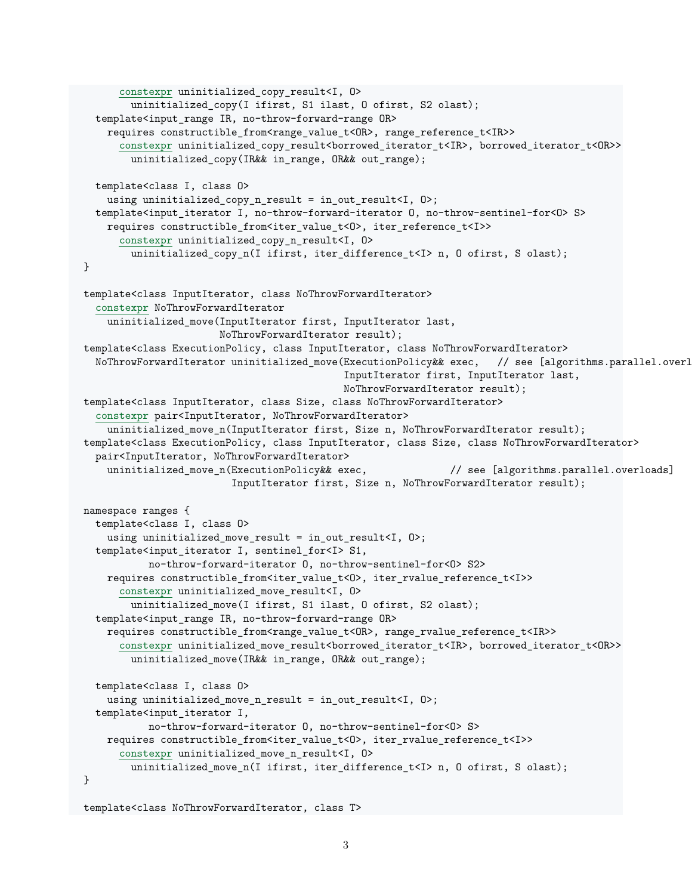```
      constexpr uninitialized_copy_result<I, O>
        uninitialized_copy(I ifirst, S1 ilast, O ofirst, S2 olast);
  template<input_range IR, no-throw-forward-range OR>
    requires constructible_from<range_value_t<OR>, range_reference_t<IR>>
      constexpr uninitialized_copy_result<borrowed_iterator_t<IR>, borrowed_iterator_t<OR>>
        uninitialized_copy(IR&& in_range, OR&& out_range);

  template<class I, class O>
    using uninitialized_copy_n_result = in_out_result<I, O>;
  template<input_iterator I, no-throw-forward-iterator O, no-throw-sentinel-for<O> S>
    requires constructible_from<iter_value_t<O>, iter_reference_t<I>>
      constexpr uninitialized_copy_n_result<I, O>
        uninitialized_copy_n(I ifirst, iter_difference_t<I> n, O ofirst, S olast);
}

template<class InputIterator, class NoThrowForwardIterator>
  constexpr NoThrowForwardIterator
    uninitialized_move(InputIterator first, InputIterator last,
                       NoThrowForwardIterator result);
template<class ExecutionPolicy, class InputIterator, class NoThrowForwardIterator>
  NoThrowForwardIterator uninitialized_move(ExecutionPolicy&& exec,   // see [algorithms.parallel.overl
                                            InputIterator first, InputIterator last,
                                            NoThrowForwardIterator result);
template<class InputIterator, class Size, class NoThrowForwardIterator>
  constexpr pair<InputIterator, NoThrowForwardIterator>
    uninitialized_move_n(InputIterator first, Size n, NoThrowForwardIterator result);
template<class ExecutionPolicy, class InputIterator, class Size, class NoThrowForwardIterator>
  pair<InputIterator, NoThrowForwardIterator>
    uninitialized_move_n(ExecutionPolicy&& exec,              // see [algorithms.parallel.overloads]
                         InputIterator first, Size n, NoThrowForwardIterator result);

namespace ranges {
  template<class I, class O>
    using uninitialized_move_result = in_out_result<I, O>;
  template<input_iterator I, sentinel_for<I> S1,
           no-throw-forward-iterator O, no-throw-sentinel-for<O> S2>
    requires constructible_from<iter_value_t<O>, iter_rvalue_reference_t<I>>
      constexpr uninitialized_move_result<I, O>
        uninitialized_move(I ifirst, S1 ilast, O ofirst, S2 olast);
  template<input_range IR, no-throw-forward-range OR>
    requires constructible_from<range_value_t<OR>, range_rvalue_reference_t<IR>>
      constexpr uninitialized_move_result<borrowed_iterator_t<IR>, borrowed_iterator_t<OR>>
        uninitialized_move(IR&& in_range, OR&& out_range);

  template<class I, class O>
    using uninitialized_move_n_result = in_out_result<I, O>;
  template<input_iterator I,
           no-throw-forward-iterator O, no-throw-sentinel-for<O> S>
    requires constructible_from<iter_value_t<O>, iter_rvalue_reference_t<I>>
      constexpr uninitialized_move_n_result<I, O>
        uninitialized_move_n(I ifirst, iter_difference_t<I> n, O ofirst, S olast);
}

template<class NoThrowForwardIterator, class T>
```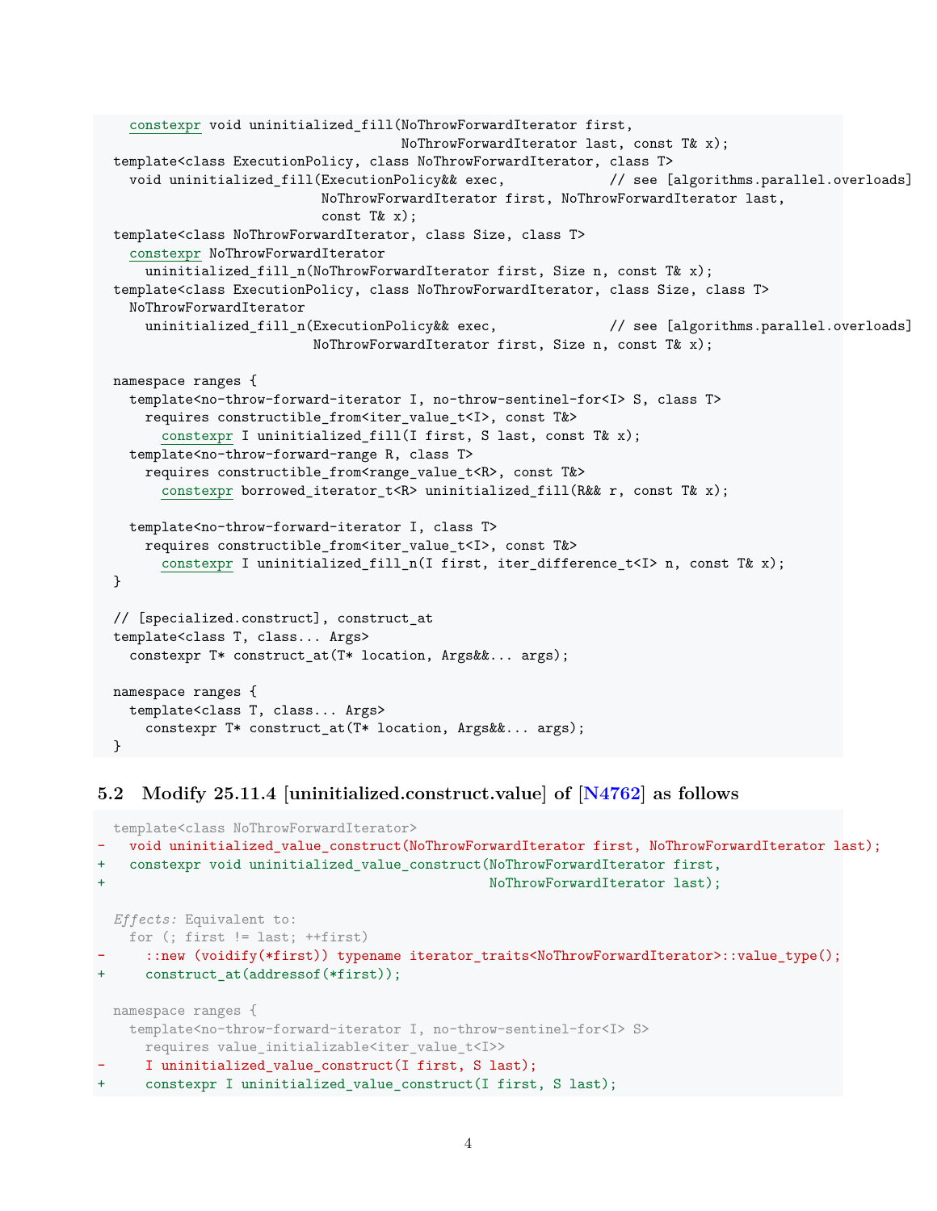```
    constexpr void uninitialized_fill(NoThrowForwardIterator first,
                                      NoThrowForwardIterator last, const T& x);
  template<class ExecutionPolicy, class NoThrowForwardIterator, class T>
    void uninitialized_fill(ExecutionPolicy&& exec,            // see [algorithms.parallel.overloads]
                            NoThrowForwardIterator first, NoThrowForwardIterator last,
                            const T& x);
  template<class NoThrowForwardIterator, class Size, class T>
    constexpr NoThrowForwardIterator
      uninitialized_fill_n(NoThrowForwardIterator first, Size n, const T& x);
  template<class ExecutionPolicy, class NoThrowForwardIterator, class Size, class T>
    NoThrowForwardIterator
      uninitialized_fill_n(ExecutionPolicy&& exec,             // see [algorithms.parallel.overloads]
                           NoThrowForwardIterator first, Size n, const T& x);

  namespace ranges {
    template<no-throw-forward-iterator I, no-throw-sentinel-for<I> S, class T>
      requires constructible_from<iter_value_t<I>, const T&>
        constexpr I uninitialized_fill(I first, S last, const T& x);
    template<no-throw-forward-range R, class T>
      requires constructible_from<range_value_t<R>, const T&>
        constexpr borrowed_iterator_t<R> uninitialized_fill(R&& r, const T& x);

    template<no-throw-forward-iterator I, class T>
      requires constructible_from<iter_value_t<I>, const T&>
        constexpr I uninitialized_fill_n(I first, iter_difference_t<I> n, const T& x);
  }

  // [specialized.construct], construct_at
  template<class T, class... Args>
    constexpr T* construct_at(T* location, Args&&... args);

  namespace ranges {
    template<class T, class... Args>
      constexpr T* construct_at(T* location, Args&&... args);
  }
```

### 5.2 Modify 25.11.4 [uninitialized.construct.value] of [N4762] as follows

```
  template<class NoThrowForwardIterator>
-   void uninitialized_value_construct(NoThrowForwardIterator first, NoThrowForwardIterator last);
+   constexpr void uninitialized_value_construct(NoThrowForwardIterator first,
+                                                NoThrowForwardIterator last);

  Effects: Equivalent to:
    for (; first != last; ++first)
-     ::new (voidify(*first)) typename iterator_traits<NoThrowForwardIterator>::value_type();
+     construct_at(addressof(*first));

  namespace ranges {
    template<no-throw-forward-iterator I, no-throw-sentinel-for<I> S>
      requires value_initializable<iter_value_t<I>>
-     I uninitialized_value_construct(I first, S last);
+     constexpr I uninitialized_value_construct(I first, S last);
```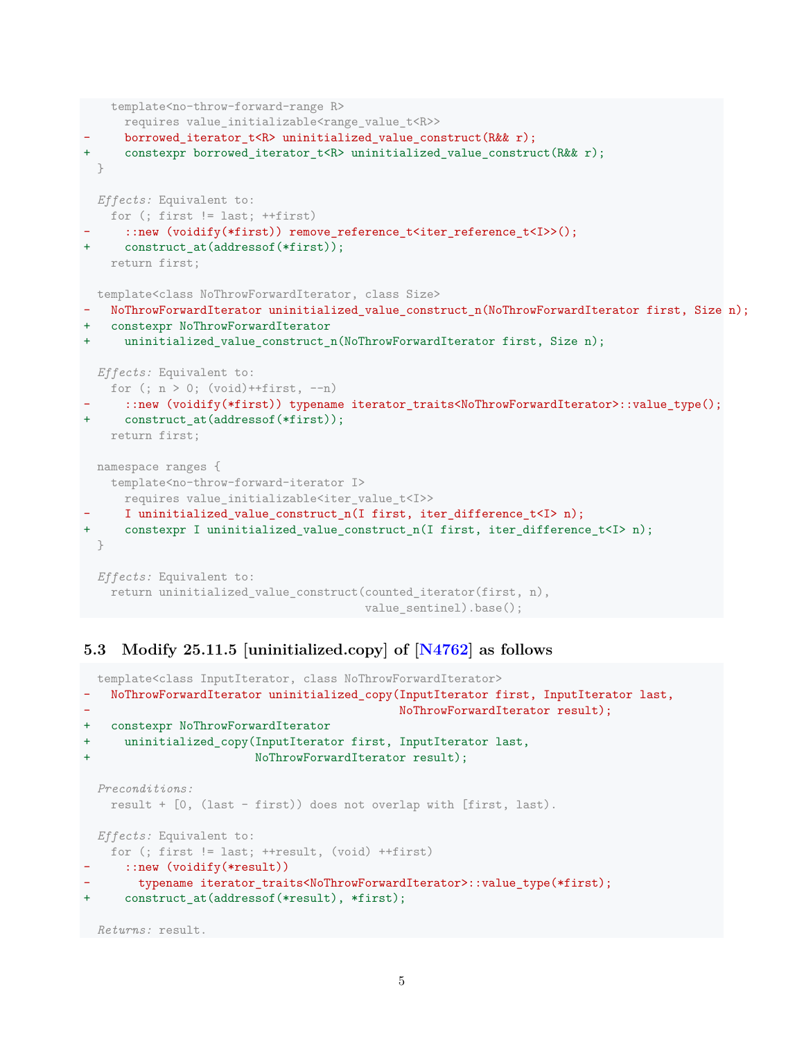```
    template<no-throw-forward-range R>
      requires value_initializable<range_value_t<R>>
-     borrowed_iterator_t<R> uninitialized_value_construct(R&& r);
+     constexpr borrowed_iterator_t<R> uninitialized_value_construct(R&& r);
  }

  Effects: Equivalent to:
    for (; first != last; ++first)
-     ::new (voidify(*first)) remove_reference_t<iter_reference_t<I>>();
+     construct_at(addressof(*first));
    return first;

  template<class NoThrowForwardIterator, class Size>
-   NoThrowForwardIterator uninitialized_value_construct_n(NoThrowForwardIterator first, Size n);
+   constexpr NoThrowForwardIterator
+     uninitialized_value_construct_n(NoThrowForwardIterator first, Size n);

  Effects: Equivalent to:
    for (; n > 0; (void)++first, --n)
-     ::new (voidify(*first)) typename iterator_traits<NoThrowForwardIterator>::value_type();
+     construct_at(addressof(*first));
    return first;

  namespace ranges {
    template<no-throw-forward-iterator I>
      requires value_initializable<iter_value_t<I>>
-     I uninitialized_value_construct_n(I first, iter_difference_t<I> n);
+     constexpr I uninitialized_value_construct_n(I first, iter_difference_t<I> n);
  }

  Effects: Equivalent to:
    return uninitialized_value_construct(counted_iterator(first, n),
                                         value_sentinel).base();
```

### 5.3 Modify 25.11.5 [uninitialized.copy] of [N4762] as follows

```
  template<class InputIterator, class NoThrowForwardIterator>
-   NoThrowForwardIterator uninitialized_copy(InputIterator first, InputIterator last,
-                                             NoThrowForwardIterator result);
+   constexpr NoThrowForwardIterator
+     uninitialized_copy(InputIterator first, InputIterator last,
+                        NoThrowForwardIterator result);

  Preconditions:
    result + [0, (last - first)) does not overlap with [first, last).

  Effects: Equivalent to:
    for (; first != last; ++result, (void) ++first)
-     ::new (voidify(*result))
-       typename iterator_traits<NoThrowForwardIterator>::value_type(*first);
+     construct_at(addressof(*result), *first);

  Returns: result.
```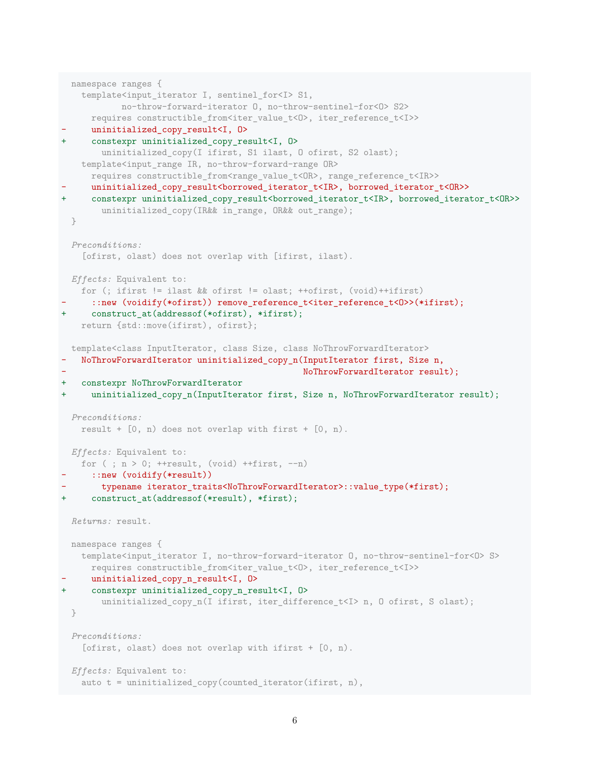```
  namespace ranges {
    template<input_iterator I, sentinel_for<I> S1,
             no-throw-forward-iterator O, no-throw-sentinel-for<O> S2>
      requires constructible_from<iter_value_t<O>, iter_reference_t<I>>
-     uninitialized_copy_result<I, O>
+     constexpr uninitialized_copy_result<I, O>
        uninitialized_copy(I ifirst, S1 ilast, O ofirst, S2 olast);
    template<input_range IR, no-throw-forward-range OR>
      requires constructible_from<range_value_t<OR>, range_reference_t<IR>>
-     uninitialized_copy_result<borrowed_iterator_t<IR>, borrowed_iterator_t<OR>>
+     constexpr uninitialized_copy_result<borrowed_iterator_t<IR>, borrowed_iterator_t<OR>>
        uninitialized_copy(IR&& in_range, OR&& out_range);
  }
```

*Preconditions:*
  [ofirst, olast) does not overlap with [ifirst, ilast).

*Effects:* Equivalent to:

```
    for (; ifirst != ilast && ofirst != olast; ++ofirst, (void)++ifirst)
-     ::new (voidify(*ofirst)) remove_reference_t<iter_reference_t<O>>(*ifirst);
+     construct_at(addressof(*ofirst), *ifirst);
    return {std::move(ifirst), ofirst};
```

```
  template<class InputIterator, class Size, class NoThrowForwardIterator>
-   NoThrowForwardIterator uninitialized_copy_n(InputIterator first, Size n,
-                                               NoThrowForwardIterator result);
+   constexpr NoThrowForwardIterator
+     uninitialized_copy_n(InputIterator first, Size n, NoThrowForwardIterator result);
```

*Preconditions:*
  result + [0, n) does not overlap with first + [0, n).

*Effects:* Equivalent to:

```
    for ( ; n > 0; ++result, (void) ++first, --n)
-     ::new (voidify(*result))
-       typename iterator_traits<NoThrowForwardIterator>::value_type(*first);
+     construct_at(addressof(*result), *first);
```

*Returns:* result.

```
  namespace ranges {
    template<input_iterator I, no-throw-forward-iterator O, no-throw-sentinel-for<O> S>
      requires constructible_from<iter_value_t<O>, iter_reference_t<I>>
-     uninitialized_copy_n_result<I, O>
+     constexpr uninitialized_copy_n_result<I, O>
        uninitialized_copy_n(I ifirst, iter_difference_t<I> n, O ofirst, S olast);
  }
```

*Preconditions:*
  [ofirst, olast) does not overlap with ifirst + [0, n).

*Effects:* Equivalent to:

```
    auto t = uninitialized_copy(counted_iterator(ifirst, n),
```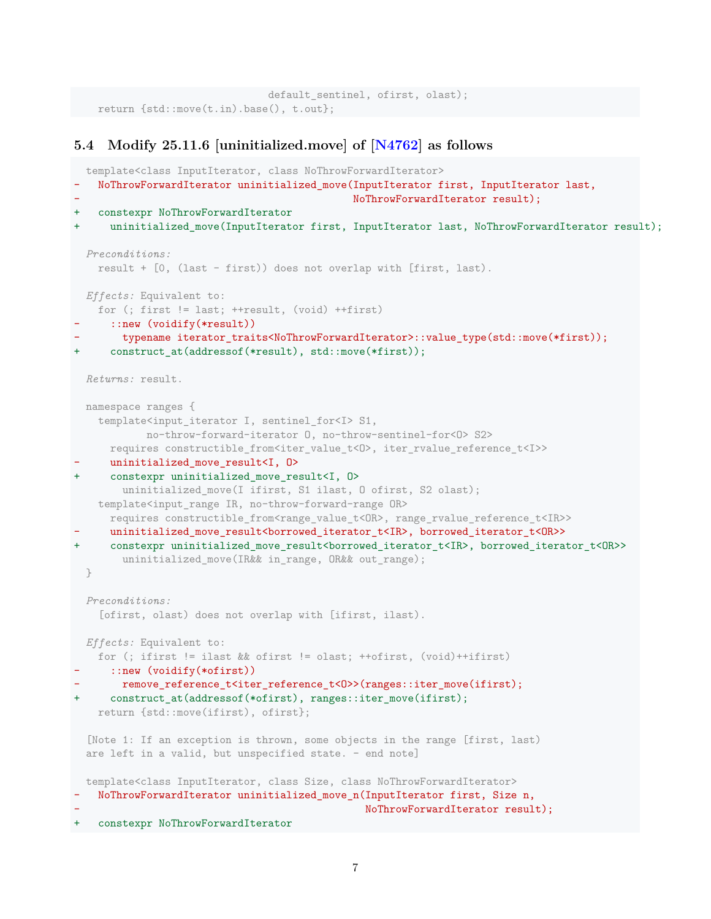```
                              default_sentinel, ofirst, olast);
    return {std::move(t.in).base(), t.out};
```

### 5.4 Modify 25.11.6 [uninitialized.move] of [N4762] as follows

```
  template<class InputIterator, class NoThrowForwardIterator>
-   NoThrowForwardIterator uninitialized_move(InputIterator first, InputIterator last,
-                                             NoThrowForwardIterator result);
+   constexpr NoThrowForwardIterator
+     uninitialized_move(InputIterator first, InputIterator last, NoThrowForwardIterator result);

  Preconditions:
    result + [0, (last - first)) does not overlap with [first, last).

  Effects: Equivalent to:
    for (; first != last; ++result, (void) ++first)
-     ::new (voidify(*result))
-       typename iterator_traits<NoThrowForwardIterator>::value_type(std::move(*first));
+     construct_at(addressof(*result), std::move(*first));

  Returns: result.

  namespace ranges {
    template<input_iterator I, sentinel_for<I> S1,
            no-throw-forward-iterator O, no-throw-sentinel-for<O> S2>
      requires constructible_from<iter_value_t<O>, iter_rvalue_reference_t<I>>
-     uninitialized_move_result<I, O>
+     constexpr uninitialized_move_result<I, O>
        uninitialized_move(I ifirst, S1 ilast, O ofirst, S2 olast);
    template<input_range IR, no-throw-forward-range OR>
      requires constructible_from<range_value_t<OR>, range_rvalue_reference_t<IR>>
-     uninitialized_move_result<borrowed_iterator_t<IR>, borrowed_iterator_t<OR>>
+     constexpr uninitialized_move_result<borrowed_iterator_t<IR>, borrowed_iterator_t<OR>>
        uninitialized_move(IR&& in_range, OR&& out_range);
  }

  Preconditions:
    [ofirst, olast) does not overlap with [ifirst, ilast).

  Effects: Equivalent to:
    for (; ifirst != ilast && ofirst != olast; ++ofirst, (void)++ifirst)
-     ::new (voidify(*ofirst))
-       remove_reference_t<iter_reference_t<O>>(ranges::iter_move(ifirst);
+     construct_at(addressof(*ofirst), ranges::iter_move(ifirst);
    return {std::move(ifirst), ofirst};

  [Note 1: If an exception is thrown, some objects in the range [first, last)
  are left in a valid, but unspecified state. - end note]

  template<class InputIterator, class Size, class NoThrowForwardIterator>
-   NoThrowForwardIterator uninitialized_move_n(InputIterator first, Size n,
-                                               NoThrowForwardIterator result);
+   constexpr NoThrowForwardIterator
```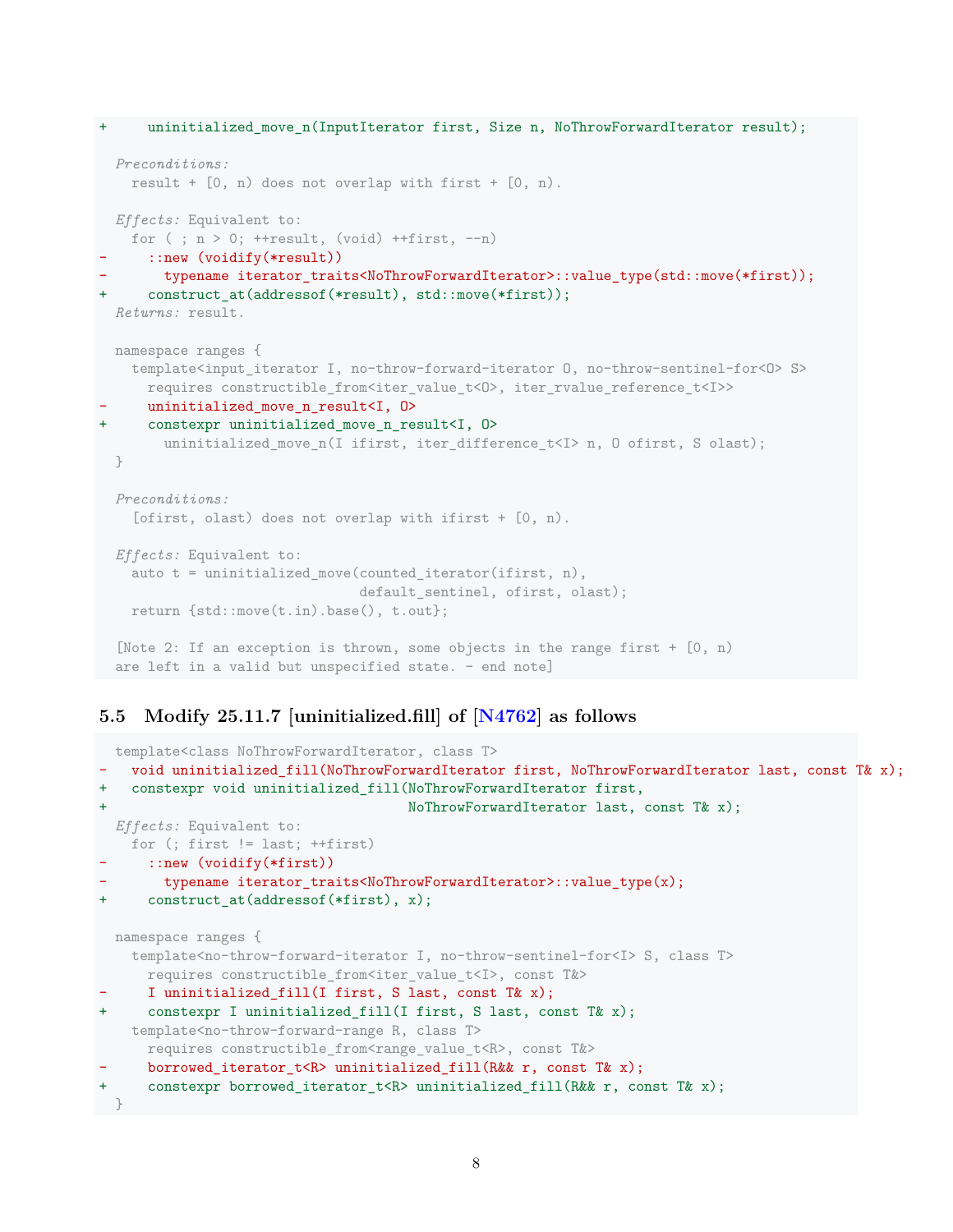```
+     uninitialized_move_n(InputIterator first, Size n, NoThrowForwardIterator result);

  Preconditions:
    result + [0, n) does not overlap with first + [0, n).

  Effects: Equivalent to:
    for ( ; n > 0; ++result, (void) ++first, --n)
-     ::new (voidify(*result))
-       typename iterator_traits<NoThrowForwardIterator>::value_type(std::move(*first));
+     construct_at(addressof(*result), std::move(*first));
  Returns: result.

  namespace ranges {
    template<input_iterator I, no-throw-forward-iterator O, no-throw-sentinel-for<O> S>
      requires constructible_from<iter_value_t<O>, iter_rvalue_reference_t<I>>
-     uninitialized_move_n_result<I, O>
+     constexpr uninitialized_move_n_result<I, O>
        uninitialized_move_n(I ifirst, iter_difference_t<I> n, O ofirst, S olast);
  }

  Preconditions:
    [ofirst, olast) does not overlap with ifirst + [0, n).

  Effects: Equivalent to:
    auto t = uninitialized_move(counted_iterator(ifirst, n),
                                default_sentinel, ofirst, olast);
    return {std::move(t.in).base(), t.out};

  [Note 2: If an exception is thrown, some objects in the range first + [0, n)
  are left in a valid but unspecified state. - end note]
```

### 5.5 Modify 25.11.7 [uninitialized.fill] of [N4762] as follows

```
  template<class NoThrowForwardIterator, class T>
-   void uninitialized_fill(NoThrowForwardIterator first, NoThrowForwardIterator last, const T& x);
+   constexpr void uninitialized_fill(NoThrowForwardIterator first,
+                                     NoThrowForwardIterator last, const T& x);
  Effects: Equivalent to:
    for (; first != last; ++first)
-     ::new (voidify(*first))
-       typename iterator_traits<NoThrowForwardIterator>::value_type(x);
+     construct_at(addressof(*first), x);

  namespace ranges {
    template<no-throw-forward-iterator I, no-throw-sentinel-for<I> S, class T>
      requires constructible_from<iter_value_t<I>, const T&>
-     I uninitialized_fill(I first, S last, const T& x);
+     constexpr I uninitialized_fill(I first, S last, const T& x);
    template<no-throw-forward-range R, class T>
      requires constructible_from<range_value_t<R>, const T&>
-     borrowed_iterator_t<R> uninitialized_fill(R&& r, const T& x);
+     constexpr borrowed_iterator_t<R> uninitialized_fill(R&& r, const T& x);
  }
```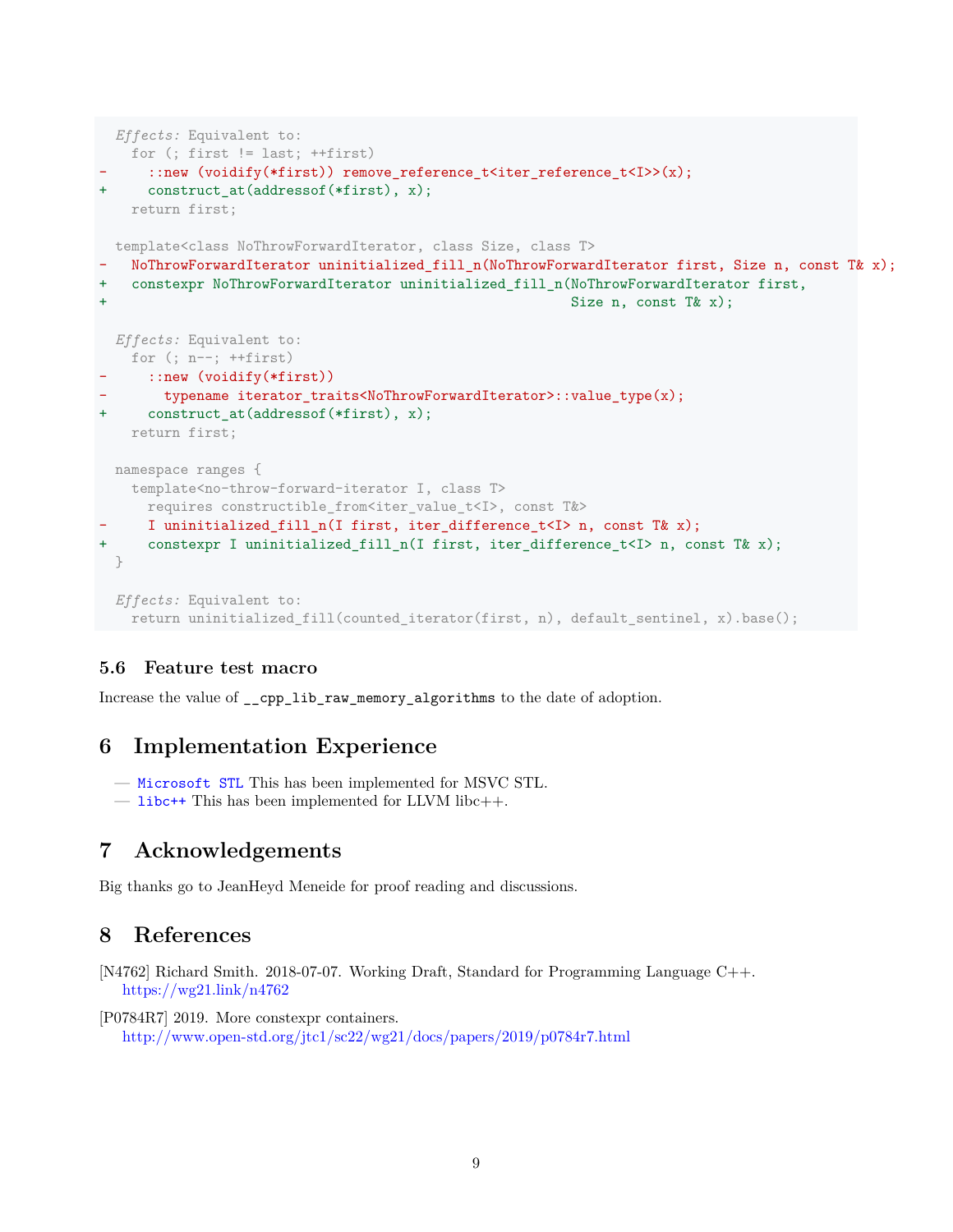```
  Effects: Equivalent to:
    for (; first != last; ++first)
-     ::new (voidify(*first)) remove_reference_t<iter_reference_t<I>>(x);
+     construct_at(addressof(*first), x);
    return first;

  template<class NoThrowForwardIterator, class Size, class T>
-   NoThrowForwardIterator uninitialized_fill_n(NoThrowForwardIterator first, Size n, const T& x);
+   constexpr NoThrowForwardIterator uninitialized_fill_n(NoThrowForwardIterator first,
+                                                         Size n, const T& x);

  Effects: Equivalent to:
    for (; n--; ++first)
-     ::new (voidify(*first))
-       typename iterator_traits<NoThrowForwardIterator>::value_type(x);
+     construct_at(addressof(*first), x);
    return first;

  namespace ranges {
    template<no-throw-forward-iterator I, class T>
      requires constructible_from<iter_value_t<I>, const T&>
-     I uninitialized_fill_n(I first, iter_difference_t<I> n, const T& x);
+     constexpr I uninitialized_fill_n(I first, iter_difference_t<I> n, const T& x);
  }

  Effects: Equivalent to:
    return uninitialized_fill(counted_iterator(first, n), default_sentinel, x).base();
```

### 5.6 Feature test macro

Increase the value of `__cpp_lib_raw_memory_algorithms` to the date of adoption.

## 6 Implementation Experience

- `Microsoft STL` This has been implemented for MSVC STL.
- `libc++` This has been implemented for LLVM libc++.

## 7 Acknowledgements

Big thanks go to JeanHeyd Meneide for proof reading and discussions.

## 8 References

[N4762] Richard Smith. 2018-07-07. Working Draft, Standard for Programming Language C++.
https://wg21.link/n4762

[P0784R7] 2019. More constexpr containers.
http://www.open-std.org/jtc1/sc22/wg21/docs/papers/2019/p0784r7.html